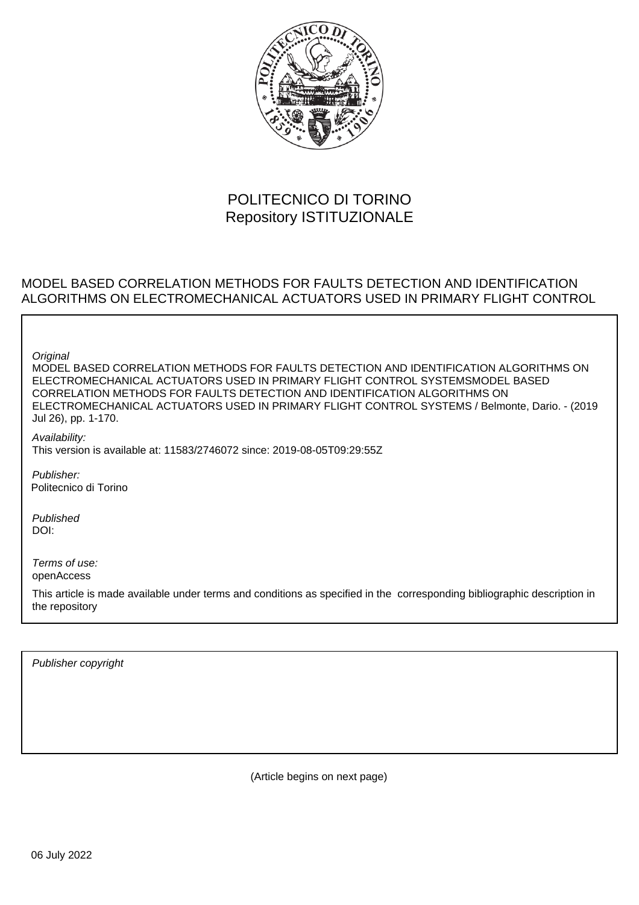POLITECNICO DI TORINO
Repository ISTITUZIONALE

MODEL BASED CORRELATION METHODS FOR FAULTS DETECTION AND IDENTIFICATION ALGORITHMS ON ELECTROMECHANICAL ACTUATORS USED IN PRIMARY FLIGHT CONTROL

*Original*
MODEL BASED CORRELATION METHODS FOR FAULTS DETECTION AND IDENTIFICATION ALGORITHMS ON ELECTROMECHANICAL ACTUATORS USED IN PRIMARY FLIGHT CONTROL SYSTEMSMODEL BASED CORRELATION METHODS FOR FAULTS DETECTION AND IDENTIFICATION ALGORITHMS ON ELECTROMECHANICAL ACTUATORS USED IN PRIMARY FLIGHT CONTROL SYSTEMS / Belmonte, Dario. - (2019 Jul 26), pp. 1-170.

*Availability:*
This version is available at: 11583/2746072 since: 2019-08-05T09:29:55Z

*Publisher:*
Politecnico di Torino

*Published*
DOI:

*Terms of use:*
openAccess

This article is made available under terms and conditions as specified in the corresponding bibliographic description in the repository

*Publisher copyright*

(Article begins on next page)

06 July 2022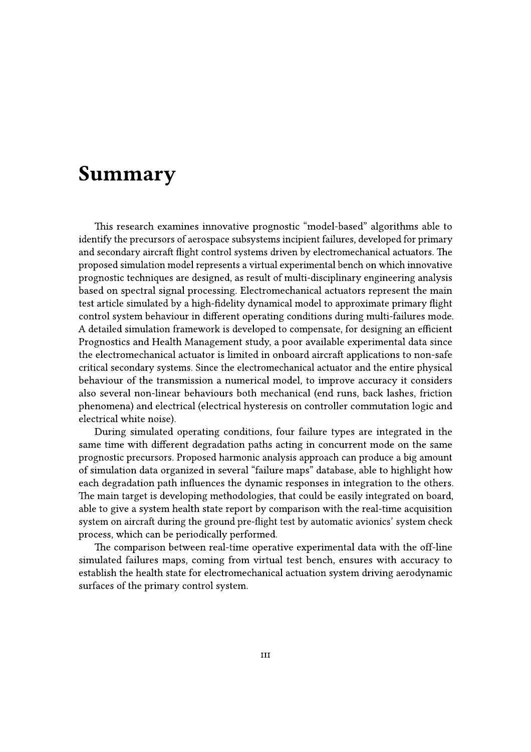# Summary

This research examines innovative prognostic "model-based" algorithms able to identify the precursors of aerospace subsystems incipient failures, developed for primary and secondary aircraft flight control systems driven by electromechanical actuators. The proposed simulation model represents a virtual experimental bench on which innovative prognostic techniques are designed, as result of multi-disciplinary engineering analysis based on spectral signal processing. Electromechanical actuators represent the main test article simulated by a high-fidelity dynamical model to approximate primary flight control system behaviour in different operating conditions during multi-failures mode. A detailed simulation framework is developed to compensate, for designing an efficient Prognostics and Health Management study, a poor available experimental data since the electromechanical actuator is limited in onboard aircraft applications to non-safe critical secondary systems. Since the electromechanical actuator and the entire physical behaviour of the transmission a numerical model, to improve accuracy it considers also several non-linear behaviours both mechanical (end runs, back lashes, friction phenomena) and electrical (electrical hysteresis on controller commutation logic and electrical white noise).

During simulated operating conditions, four failure types are integrated in the same time with different degradation paths acting in concurrent mode on the same prognostic precursors. Proposed harmonic analysis approach can produce a big amount of simulation data organized in several "failure maps" database, able to highlight how each degradation path influences the dynamic responses in integration to the others. The main target is developing methodologies, that could be easily integrated on board, able to give a system health state report by comparison with the real-time acquisition system on aircraft during the ground pre-flight test by automatic avionics' system check process, which can be periodically performed.

The comparison between real-time operative experimental data with the off-line simulated failures maps, coming from virtual test bench, ensures with accuracy to establish the health state for electromechanical actuation system driving aerodynamic surfaces of the primary control system.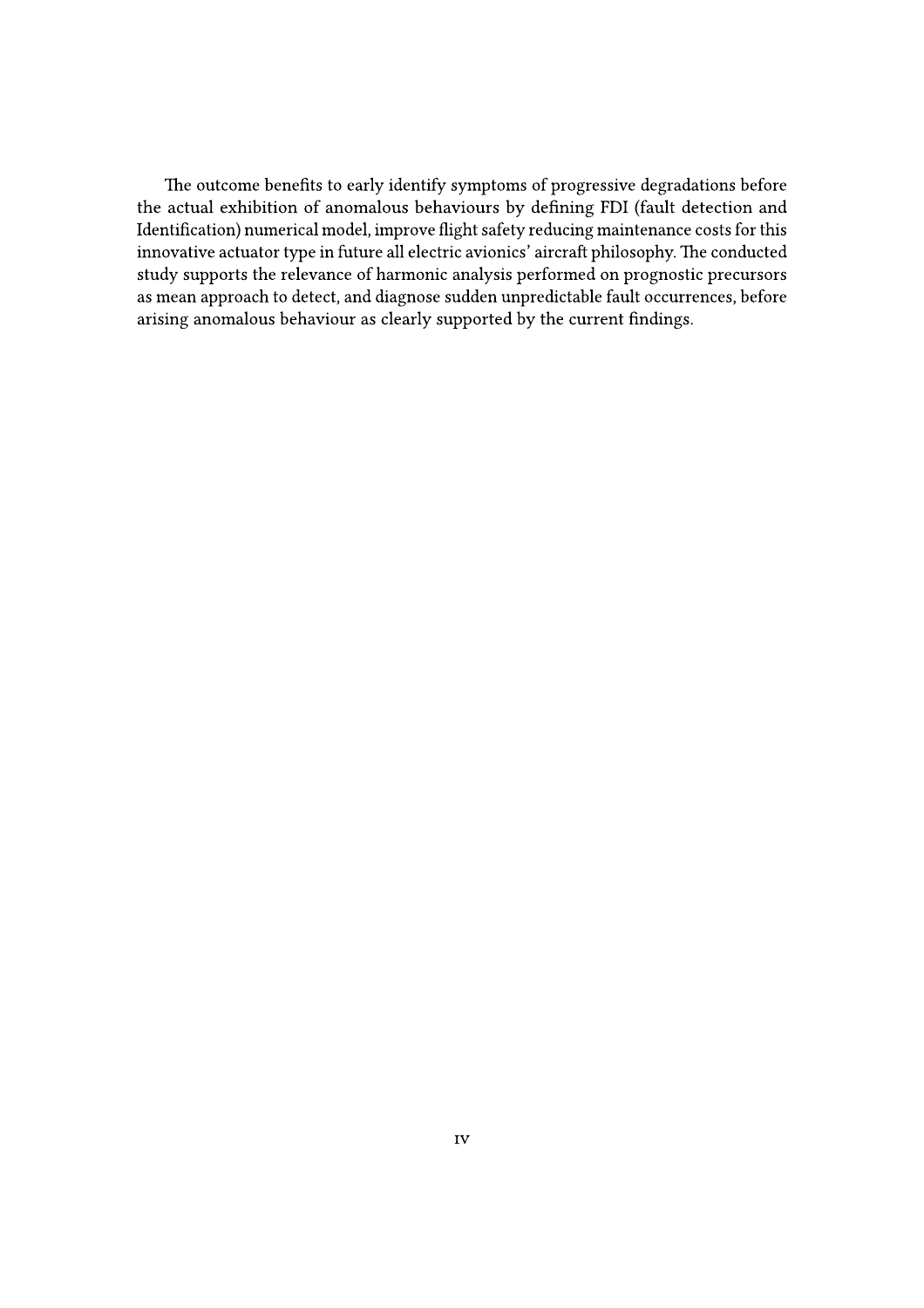The outcome benefits to early identify symptoms of progressive degradations before the actual exhibition of anomalous behaviours by defining FDI (fault detection and Identification) numerical model, improve flight safety reducing maintenance costs for this innovative actuator type in future all electric avionics' aircraft philosophy. The conducted study supports the relevance of harmonic analysis performed on prognostic precursors as mean approach to detect, and diagnose sudden unpredictable fault occurrences, before arising anomalous behaviour as clearly supported by the current findings.